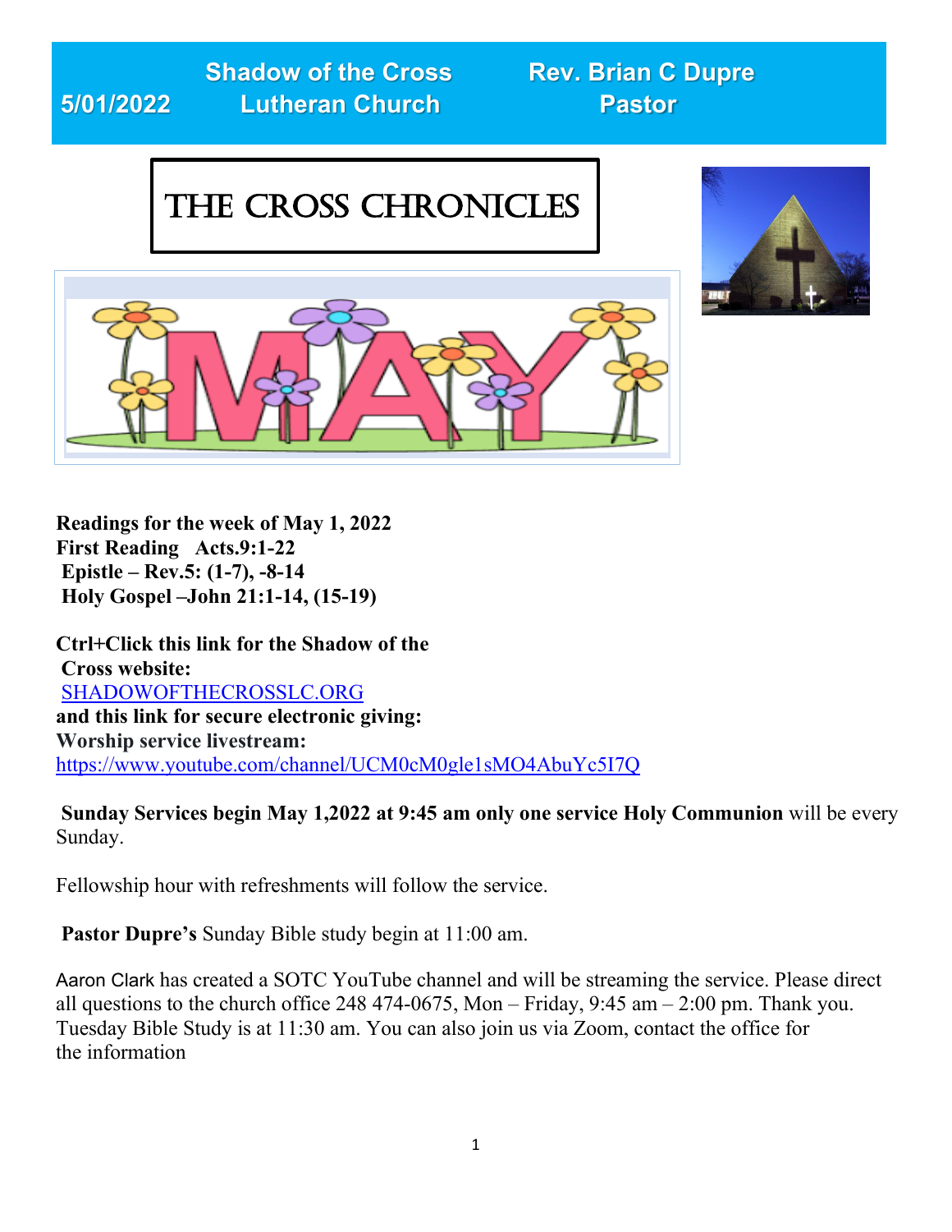5/01/2022 **Shadow of the Cross Lutheran Church** **Rev. Brian C Dupre Pastor**

# THE CROSS CHRONICLES

**Readings for the week of May 1, 2022**
**First Reading Acts.9:1-22**
**Epistle – Rev.5: (1-7), -8-14**
**Holy Gospel –John 21:1-14, (15-19)**

**Ctrl+Click this link for the Shadow of the Cross website:**
[SHADOWOFTHECROSSLC.ORG](SHADOWOFTHECROSSLC.ORG)
**and this link for secure electronic giving:**
**Worship service livestream:**
https://www.youtube.com/channel/UCM0cM0gle1sMO4AbuYc5I7Q

**Sunday Services begin May 1,2022 at 9:45 am only one service Holy Communion** will be every Sunday.

Fellowship hour with refreshments will follow the service.

**Pastor Dupre's** Sunday Bible study begin at 11:00 am.

Aaron Clark has created a SOTC YouTube channel and will be streaming the service. Please direct all questions to the church office 248 474-0675, Mon – Friday, 9:45 am – 2:00 pm. Thank you. Tuesday Bible Study is at 11:30 am. You can also join us via Zoom, contact the office for the information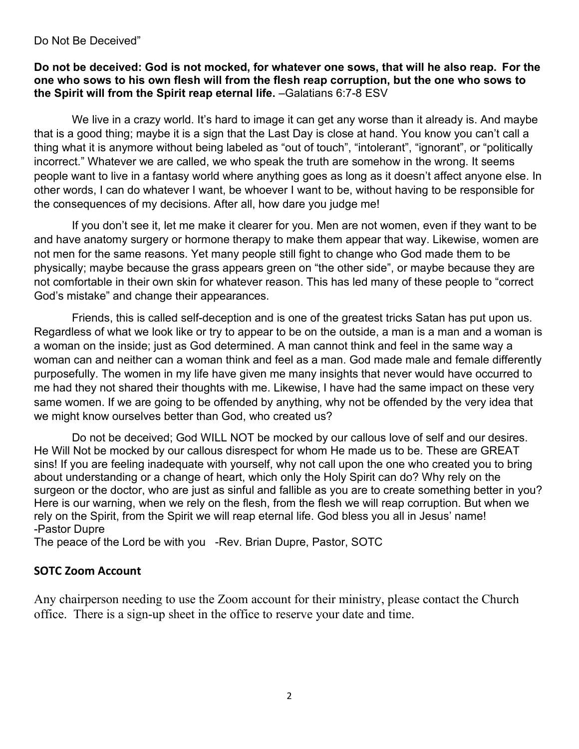Do Not Be Deceived"

**Do not be deceived: God is not mocked, for whatever one sows, that will he also reap. For the one who sows to his own flesh will from the flesh reap corruption, but the one who sows to the Spirit will from the Spirit reap eternal life.** –Galatians 6:7-8 ESV

We live in a crazy world. It's hard to image it can get any worse than it already is. And maybe that is a good thing; maybe it is a sign that the Last Day is close at hand. You know you can't call a thing what it is anymore without being labeled as "out of touch", "intolerant", "ignorant", or "politically incorrect." Whatever we are called, we who speak the truth are somehow in the wrong. It seems people want to live in a fantasy world where anything goes as long as it doesn't affect anyone else. In other words, I can do whatever I want, be whoever I want to be, without having to be responsible for the consequences of my decisions. After all, how dare you judge me!

If you don't see it, let me make it clearer for you. Men are not women, even if they want to be and have anatomy surgery or hormone therapy to make them appear that way. Likewise, women are not men for the same reasons. Yet many people still fight to change who God made them to be physically; maybe because the grass appears green on "the other side", or maybe because they are not comfortable in their own skin for whatever reason. This has led many of these people to "correct God's mistake" and change their appearances.

Friends, this is called self-deception and is one of the greatest tricks Satan has put upon us. Regardless of what we look like or try to appear to be on the outside, a man is a man and a woman is a woman on the inside; just as God determined. A man cannot think and feel in the same way a woman can and neither can a woman think and feel as a man. God made male and female differently purposefully. The women in my life have given me many insights that never would have occurred to me had they not shared their thoughts with me. Likewise, I have had the same impact on these very same women. If we are going to be offended by anything, why not be offended by the very idea that we might know ourselves better than God, who created us?

Do not be deceived; God WILL NOT be mocked by our callous love of self and our desires. He Will Not be mocked by our callous disrespect for whom He made us to be. These are GREAT sins! If you are feeling inadequate with yourself, why not call upon the one who created you to bring about understanding or a change of heart, which only the Holy Spirit can do? Why rely on the surgeon or the doctor, who are just as sinful and fallible as you are to create something better in you? Here is our warning, when we rely on the flesh, from the flesh we will reap corruption. But when we rely on the Spirit, from the Spirit we will reap eternal life. God bless you all in Jesus' name!
-Pastor Dupre

The peace of the Lord be with you -Rev. Brian Dupre, Pastor, SOTC

## SOTC Zoom Account

Any chairperson needing to use the Zoom account for their ministry, please contact the Church office. There is a sign-up sheet in the office to reserve your date and time.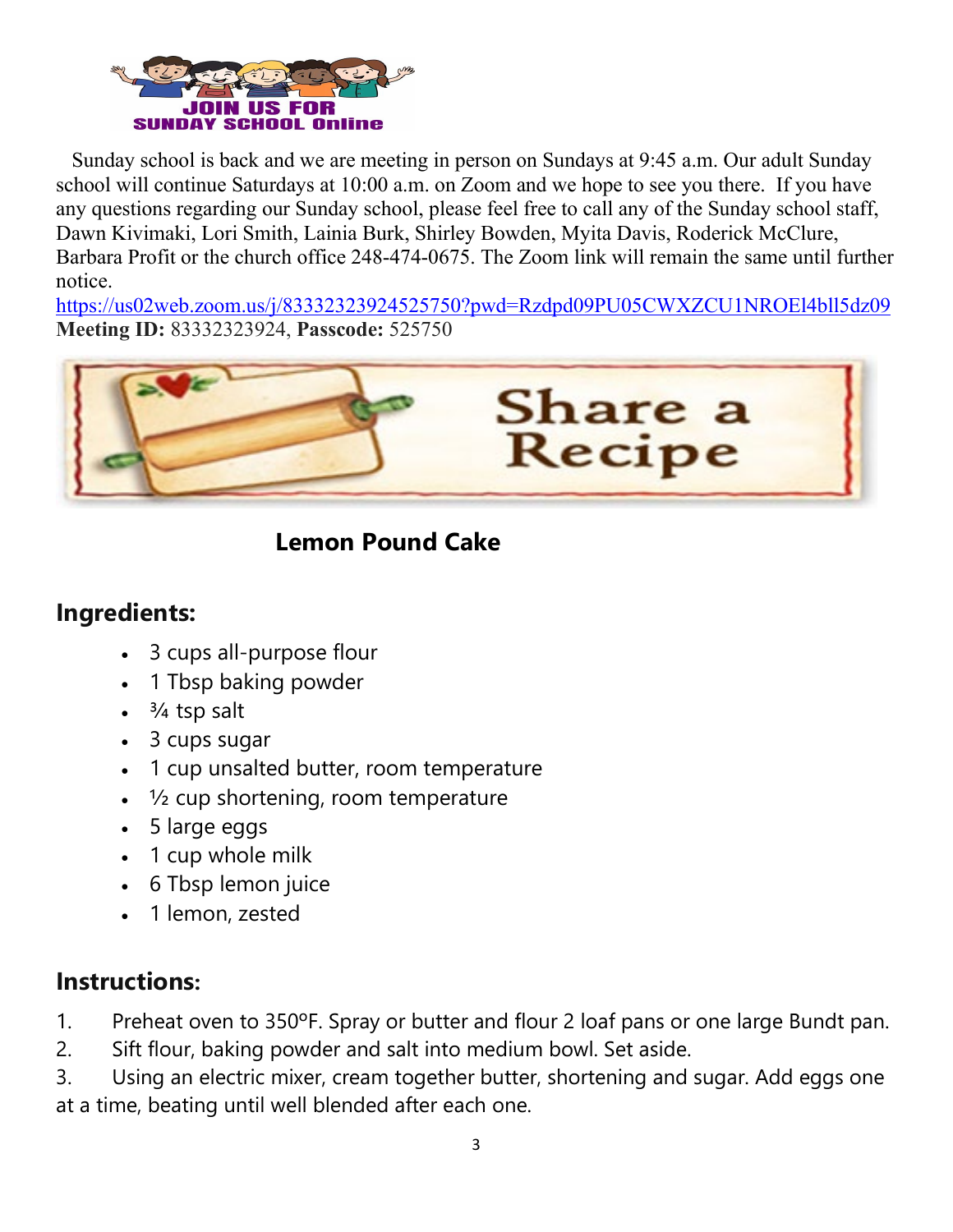JOIN US FOR SUNDAY SCHOOL Online

Sunday school is back and we are meeting in person on Sundays at 9:45 a.m. Our adult Sunday school will continue Saturdays at 10:00 a.m. on Zoom and we hope to see you there. If you have any questions regarding our Sunday school, please feel free to call any of the Sunday school staff, Dawn Kivimaki, Lori Smith, Lainia Burk, Shirley Bowden, Myita Davis, Roderick McClure, Barbara Profit or the church office 248-474-0675. The Zoom link will remain the same until further notice.

https://us02web.zoom.us/j/83332323924525750?pwd=Rzdpd09PU05CWXZCU1NROEl4bll5dz09

**Meeting ID:** 83332323924, **Passcode:** 525750

# Share a Recipe

## Lemon Pound Cake

### Ingredients:

- 3 cups all-purpose flour
- 1 Tbsp baking powder
- ¾ tsp salt
- 3 cups sugar
- 1 cup unsalted butter, room temperature
- ½ cup shortening, room temperature
- 5 large eggs
- 1 cup whole milk
- 6 Tbsp lemon juice
- 1 lemon, zested

### Instructions:

1. Preheat oven to 350ºF. Spray or butter and flour 2 loaf pans or one large Bundt pan.
2. Sift flour, baking powder and salt into medium bowl. Set aside.
3. Using an electric mixer, cream together butter, shortening and sugar. Add eggs one at a time, beating until well blended after each one.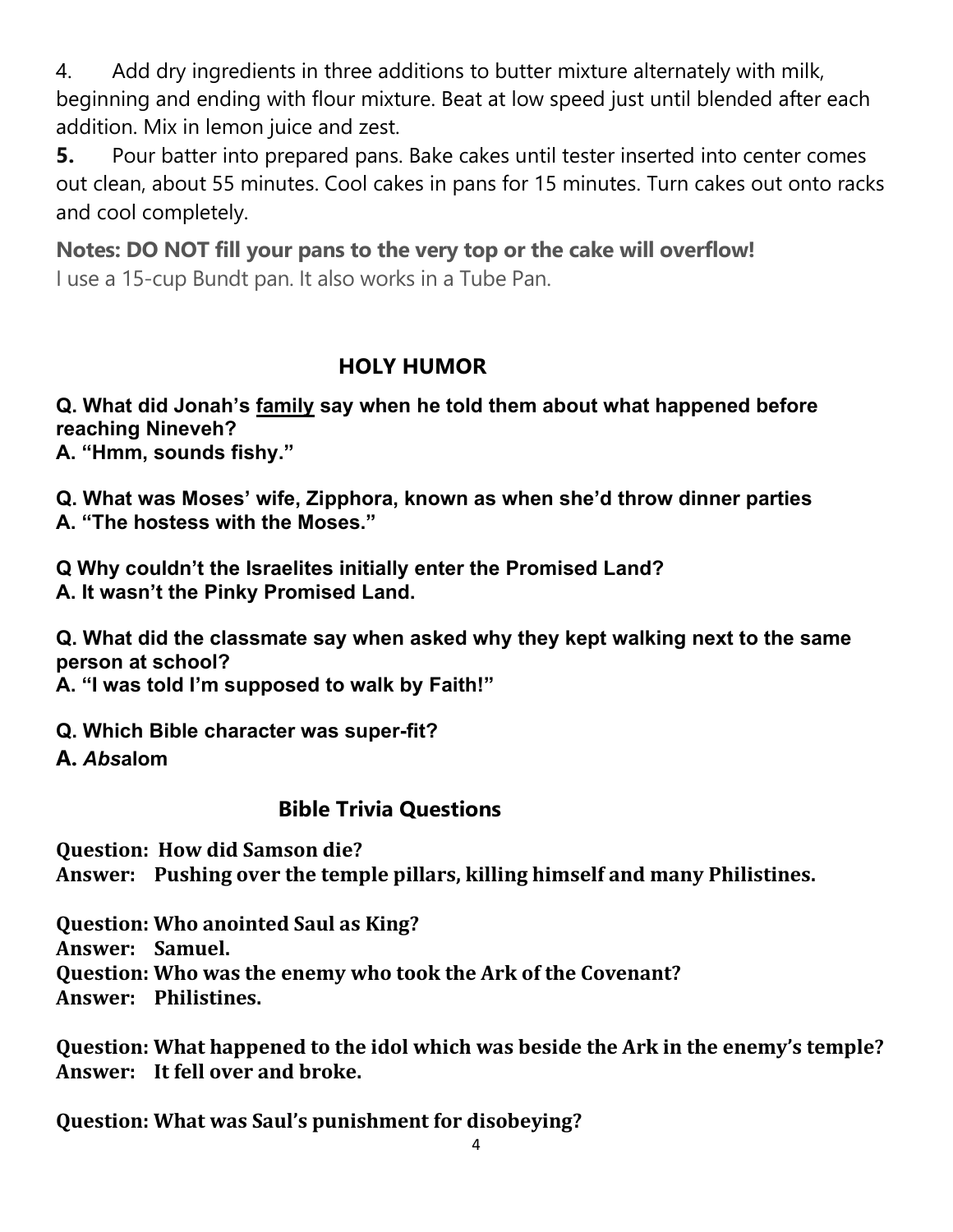4. Add dry ingredients in three additions to butter mixture alternately with milk, beginning and ending with flour mixture. Beat at low speed just until blended after each addition. Mix in lemon juice and zest.

**5.** Pour batter into prepared pans. Bake cakes until tester inserted into center comes out clean, about 55 minutes. Cool cakes in pans for 15 minutes. Turn cakes out onto racks and cool completely.

**Notes: DO NOT fill your pans to the very top or the cake will overflow!**
I use a 15-cup Bundt pan. It also works in a Tube Pan.

## HOLY HUMOR

**Q. What did Jonah's family say when he told them about what happened before reaching Nineveh?**
**A. "Hmm, sounds fishy."**

**Q. What was Moses' wife, Zipphora, known as when she'd throw dinner parties**
**A. "The hostess with the Moses."**

**Q Why couldn't the Israelites initially enter the Promised Land?**
**A. It wasn't the Pinky Promised Land.**

**Q. What did the classmate say when asked why they kept walking next to the same person at school?**
**A. "I was told I'm supposed to walk by Faith!"**

**Q. Which Bible character was super-fit?**
**A. *Abs*alom**

## Bible Trivia Questions

**Question: How did Samson die?**
**Answer: Pushing over the temple pillars, killing himself and many Philistines.**

**Question: Who anointed Saul as King?**
**Answer: Samuel.**
**Question: Who was the enemy who took the Ark of the Covenant?**
**Answer: Philistines.**

**Question: What happened to the idol which was beside the Ark in the enemy's temple?**
**Answer: It fell over and broke.**

**Question: What was Saul's punishment for disobeying?**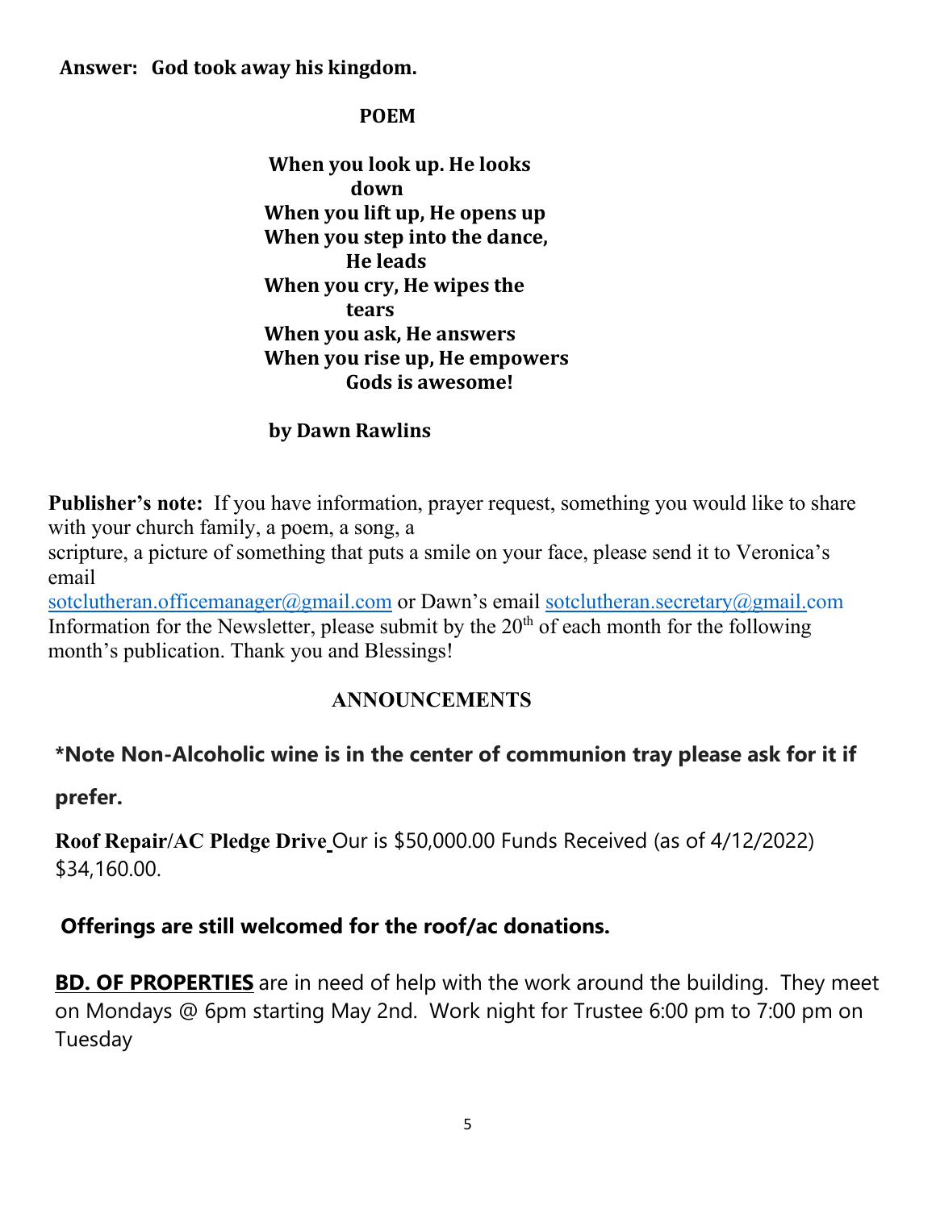**Answer: God took away his kingdom.**

## POEM

**When you look up. He looks down**
**When you lift up, He opens up**
**When you step into the dance, He leads**
**When you cry, He wipes the tears**
**When you ask, He answers**
**When you rise up, He empowers**
**Gods is awesome!**

**by Dawn Rawlins**

**Publisher's note:** If you have information, prayer request, something you would like to share with your church family, a poem, a song, a scripture, a picture of something that puts a smile on your face, please send it to Veronica's email sotclutheran.officemanager@gmail.com or Dawn's email sotclutheran.secretary@gmail.com Information for the Newsletter, please submit by the 20th of each month for the following month's publication. Thank you and Blessings!

## ANNOUNCEMENTS

**\*Note Non-Alcoholic wine is in the center of communion tray please ask for it if prefer.**

**Roof Repair/AC Pledge Drive** Our is $50,000.00 Funds Received (as of 4/12/2022) $34,160.00.

**Offerings are still welcomed for the roof/ac donations.**

**BD. OF PROPERTIES** are in need of help with the work around the building. They meet on Mondays @ 6pm starting May 2nd. Work night for Trustee 6:00 pm to 7:00 pm on Tuesday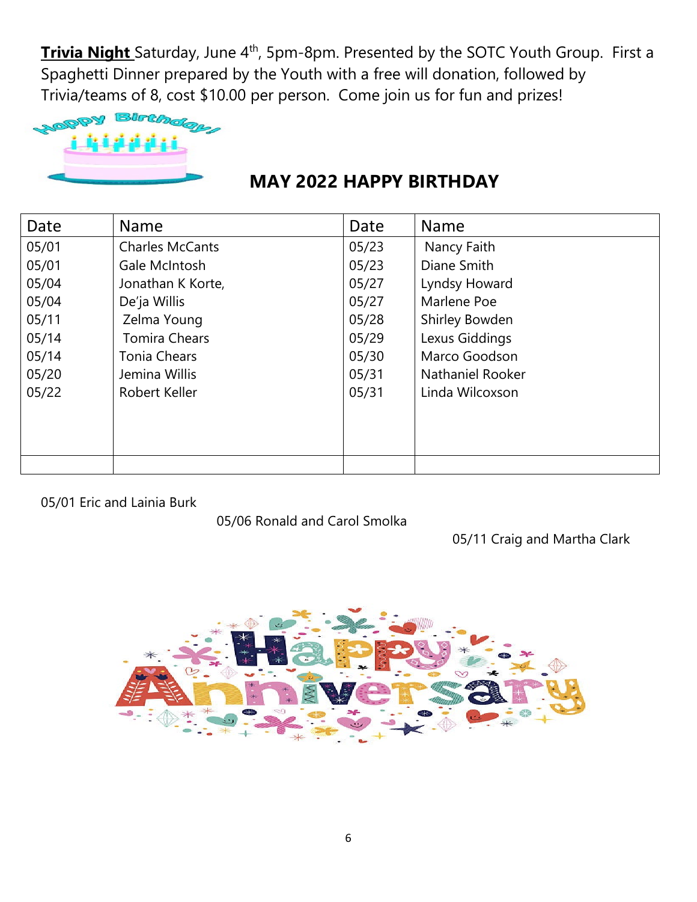**Trivia Night** Saturday, June 4th, 5pm-8pm. Presented by the SOTC Youth Group. First a Spaghetti Dinner prepared by the Youth with a free will donation, followed by Trivia/teams of 8, cost $10.00 per person. Come join us for fun and prizes!

## MAY 2022 HAPPY BIRTHDAY

| Date | Name | Date | Name |
|---|---|---|---|
| 05/01 | Charles McCants | 05/23 | Nancy Faith |
| 05/01 | Gale McIntosh | 05/23 | Diane Smith |
| 05/04 | Jonathan K Korte, | 05/27 | Lyndsy Howard |
| 05/04 | De'ja Willis | 05/27 | Marlene Poe |
| 05/11 | Zelma Young | 05/28 | Shirley Bowden |
| 05/14 | Tomira Chears | 05/29 | Lexus Giddings |
| 05/14 | Tonia Chears | 05/30 | Marco Goodson |
| 05/20 | Jemina Willis | 05/31 | Nathaniel Rooker |
| 05/22 | Robert Keller | 05/31 | Linda Wilcoxson |
| | | | |

05/01 Eric and Lainia Burk

05/06 Ronald and Carol Smolka

05/11 Craig and Martha Clark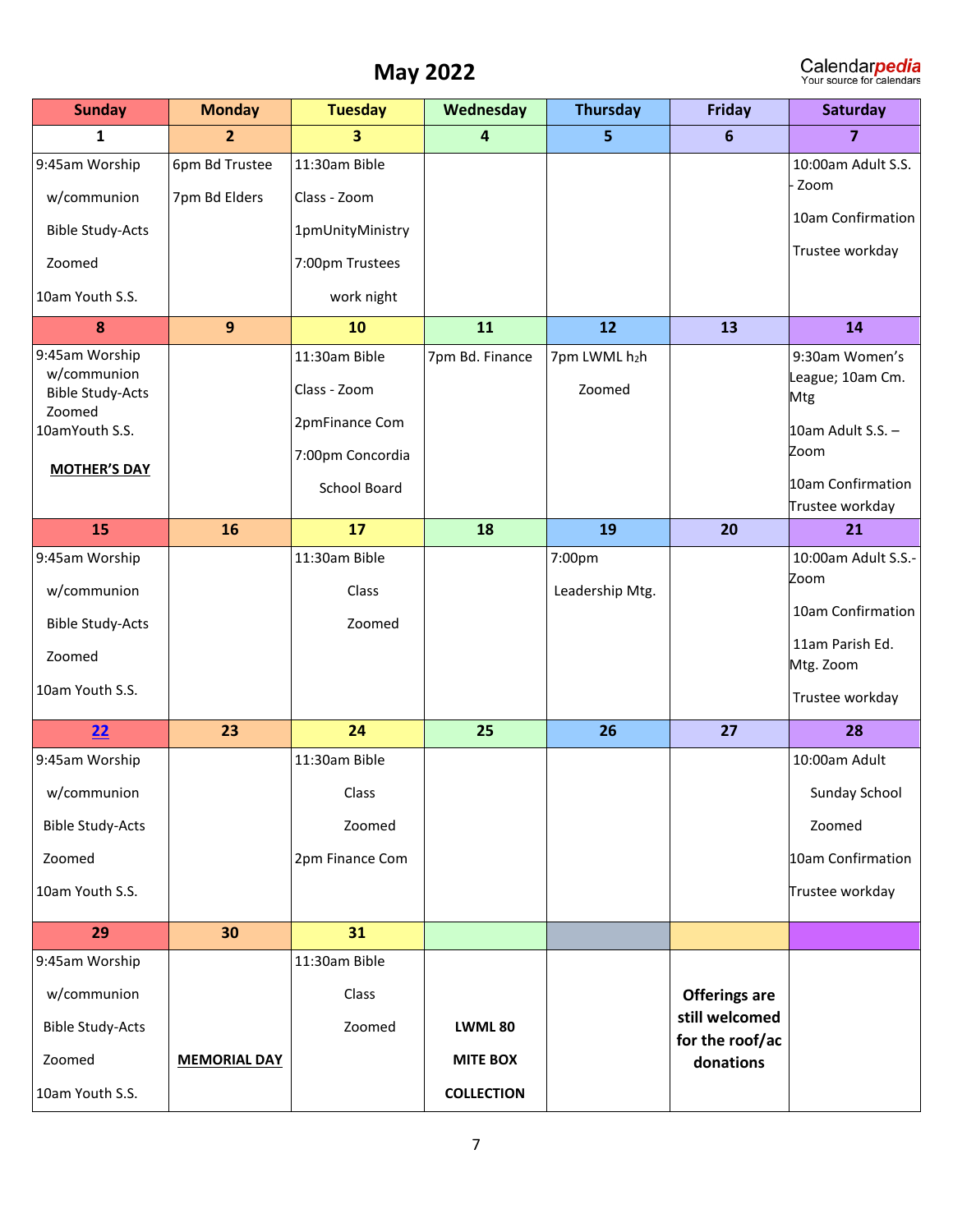# May 2022

| Sunday | Monday | Tuesday | Wednesday | Thursday | Friday | Saturday |
|---|---|---|---|---|---|---|
| **1** | **2** | **3** | **4** | **5** | **6** | **7** |
| 9:45am Worship w/communion Bible Study-Acts Zoomed 10am Youth S.S. | 6pm Bd Trustee 7pm Bd Elders | 11:30am Bible Class - Zoom 1pmUnityMinistry 7:00pm Trustees work night | | | | 10:00am Adult S.S. - Zoom 10am Confirmation Trustee workday |
| **8** | **9** | **10** | **11** | **12** | **13** | **14** |
| 9:45am Worship w/communion Bible Study-Acts Zoomed 10amYouth S.S. **MOTHER'S DAY** | | 11:30am Bible Class - Zoom 2pmFinance Com 7:00pm Concordia School Board | 7pm Bd. Finance | 7pm LWML $h_2h$ Zoomed | | 9:30am Women's League; 10am Cm. Mtg 10am Adult S.S. – Zoom 10am Confirmation Trustee workday |
| **15** | **16** | **17** | **18** | **19** | **20** | **21** |
| 9:45am Worship w/communion Bible Study-Acts Zoomed 10am Youth S.S. | | 11:30am Bible Class Zoomed | | 7:00pm Leadership Mtg. | | 10:00am Adult S.S.- Zoom 10am Confirmation 11am Parish Ed. Mtg. Zoom Trustee workday |
| **22** | **23** | **24** | **25** | **26** | **27** | **28** |
| 9:45am Worship w/communion Bible Study-Acts Zoomed 10am Youth S.S. | | 11:30am Bible Class Zoomed 2pm Finance Com | | | | 10:00am Adult Sunday School Zoomed 10am Confirmation Trustee workday |
| **29** | **30** | **31** | | | | |
| 9:45am Worship w/communion Bible Study-Acts Zoomed 10am Youth S.S. | **MEMORIAL DAY** | 11:30am Bible Class Zoomed | **LWML 80 MITE BOX COLLECTION** | | **Offerings are still welcomed for the roof/ac donations** | |